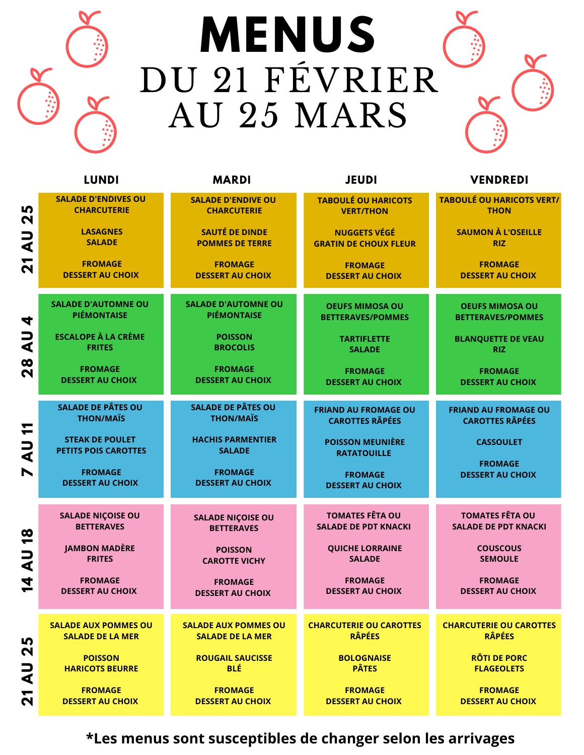# MENUS

## DU 21 FÉVRIER AU 25 MARS

| | LUNDI | MARDI | JEUDI | VENDREDI |
|---|---|---|---|---|
| **21 AU 25** | SALADE D'ENDIVES OU CHARCUTERIE<br><br>LASAGNES<br>SALADE<br><br>FROMAGE<br>DESSERT AU CHOIX | SALADE D'ENDIVE OU CHARCUTERIE<br><br>SAUTÉ DE DINDE<br>POMMES DE TERRE<br><br>FROMAGE<br>DESSERT AU CHOIX | TABOULÉ OU HARICOTS VERT/THON<br><br>NUGGETS VÉGÉ<br>GRATIN DE CHOUX FLEUR<br><br>FROMAGE<br>DESSERT AU CHOIX | TABOULÉ OU HARICOTS VERT/ THON<br><br>SAUMON À L'OSEILLE<br>RIZ<br><br>FROMAGE<br>DESSERT AU CHOIX |
| **28 AU 4** | SALADE D'AUTOMNE OU PIÉMONTAISE<br><br>ESCALOPE À LA CRÈME<br>FRITES<br><br>FROMAGE<br>DESSERT AU CHOIX | SALADE D'AUTOMNE OU PIÉMONTAISE<br><br>POISSON<br>BROCOLIS<br><br>FROMAGE<br>DESSERT AU CHOIX | OEUFS MIMOSA OU BETTERAVES/POMMES<br><br>TARTIFLETTE<br>SALADE<br><br>FROMAGE<br>DESSERT AU CHOIX | OEUFS MIMOSA OU BETTERAVES/POMMES<br><br>BLANQUETTE DE VEAU<br>RIZ<br><br>FROMAGE<br>DESSERT AU CHOIX |
| **7 AU 11** | SALADE DE PÂTES OU THON/MAÏS<br><br>STEAK DE POULET<br>PETITS POIS CAROTTES<br><br>FROMAGE<br>DESSERT AU CHOIX | SALADE DE PÂTES OU THON/MAÏS<br><br>HACHIS PARMENTIER<br>SALADE<br><br>FROMAGE<br>DESSERT AU CHOIX | FRIAND AU FROMAGE OU CAROTTES RÂPÉES<br><br>POISSON MEUNIÈRE<br>RATATOUILLE<br><br>FROMAGE<br>DESSERT AU CHOIX | FRIAND AU FROMAGE OU CAROTTES RÂPÉES<br><br>CASSOULET<br><br>FROMAGE<br>DESSERT AU CHOIX |
| **14 AU 18** | SALADE NIÇOISE OU BETTERAVES<br><br>JAMBON MADÈRE<br>FRITES<br><br>FROMAGE<br>DESSERT AU CHOIX | SALADE NIÇOISE OU BETTERAVES<br><br>POISSON<br>CAROTTE VICHY<br><br>FROMAGE<br>DESSERT AU CHOIX | TOMATES FÊTA OU SALADE DE PDT KNACKI<br><br>QUICHE LORRAINE<br>SALADE<br><br>FROMAGE<br>DESSERT AU CHOIX | TOMATES FÊTA OU SALADE DE PDT KNACKI<br><br>COUSCOUS<br>SEMOULE<br><br>FROMAGE<br>DESSERT AU CHOIX |
| **21 AU 25** | SALADE AUX POMMES OU SALADE DE LA MER<br><br>POISSON<br>HARICOTS BEURRE<br><br>FROMAGE<br>DESSERT AU CHOIX | SALADE AUX POMMES OU SALADE DE LA MER<br><br>ROUGAIL SAUCISSE<br>BLÉ<br><br>FROMAGE<br>DESSERT AU CHOIX | CHARCUTERIE OU CAROTTES RÂPÉES<br><br>BOLOGNAISE<br>PÂTES<br><br>FROMAGE<br>DESSERT AU CHOIX | CHARCUTERIE OU CAROTTES RÂPÉES<br><br>RÔTI DE PORC<br>FLAGEOLETS<br><br>FROMAGE<br>DESSERT AU CHOIX |

**\*Les menus sont susceptibles de changer selon les arrivages**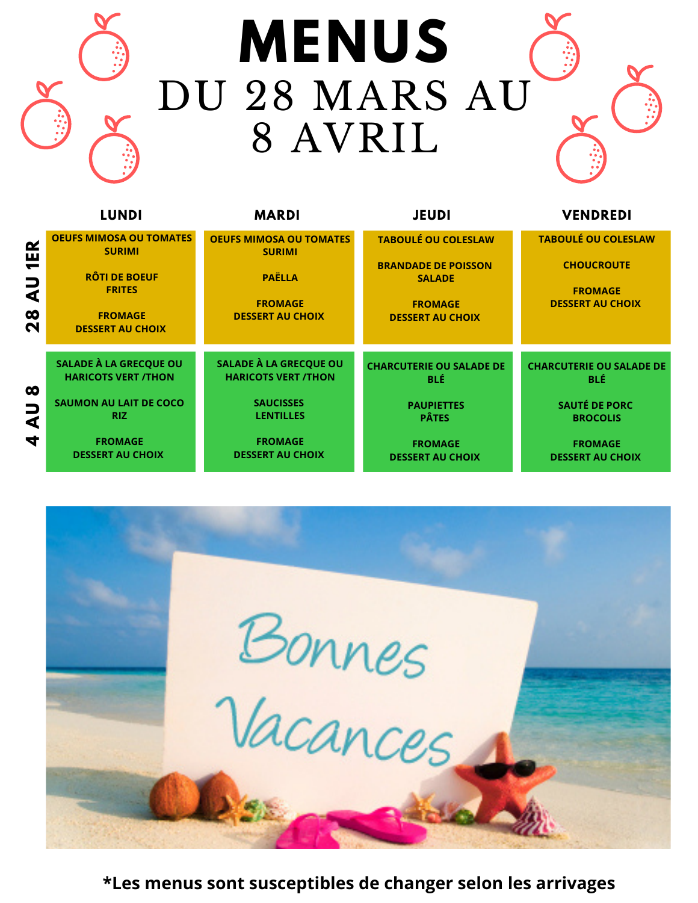# MENUS

## DU 28 MARS AU 8 AVRIL

| | LUNDI | MARDI | JEUDI | VENDREDI |
|---|---|---|---|---|
| 28 AU 1ER | OEUFS MIMOSA OU TOMATES SURIMI<br><br>RÔTI DE BOEUF<br>FRITES<br><br>FROMAGE<br>DESSERT AU CHOIX | OEUFS MIMOSA OU TOMATES SURIMI<br><br>PAËLLA<br><br>FROMAGE<br>DESSERT AU CHOIX | TABOULÉ OU COLESLAW<br><br>BRANDADE DE POISSON<br>SALADE<br><br>FROMAGE<br>DESSERT AU CHOIX | TABOULÉ OU COLESLAW<br><br>CHOUCROUTE<br><br>FROMAGE<br>DESSERT AU CHOIX |
| 4 AU 8 | SALADE À LA GRECQUE OU HARICOTS VERT /THON<br><br>SAUMON AU LAIT DE COCO<br>RIZ<br><br>FROMAGE<br>DESSERT AU CHOIX | SALADE À LA GRECQUE OU HARICOTS VERT /THON<br><br>SAUCISSES<br>LENTILLES<br><br>FROMAGE<br>DESSERT AU CHOIX | CHARCUTERIE OU SALADE DE BLÉ<br><br>PAUPIETTES<br>PÂTES<br><br>FROMAGE<br>DESSERT AU CHOIX | CHARCUTERIE OU SALADE DE BLÉ<br><br>SAUTÉ DE PORC<br>BROCOLIS<br><br>FROMAGE<br>DESSERT AU CHOIX |

Bonnes Vacances

**\*Les menus sont susceptibles de changer selon les arrivages**